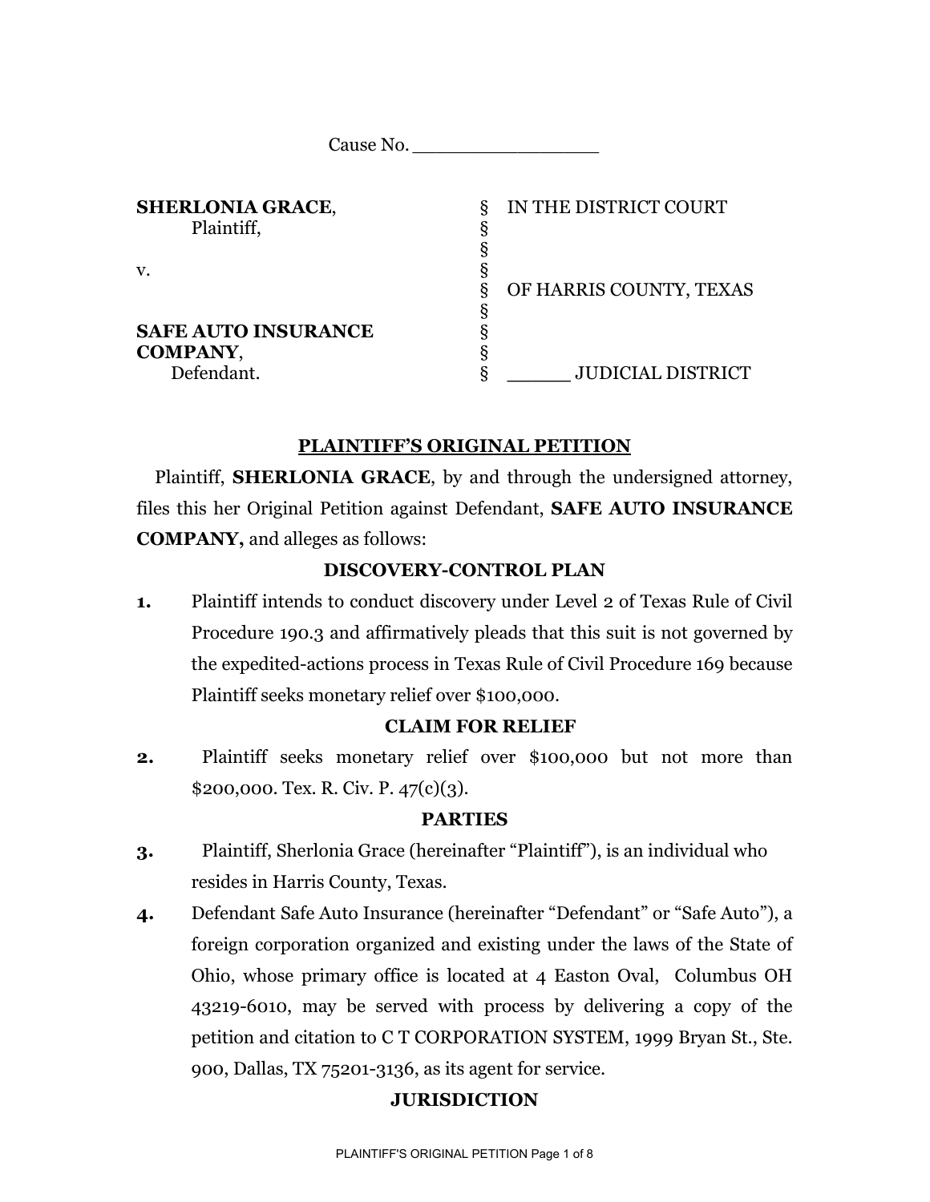Cause No. _________________

| | | |
|---|---|---|
| **SHERLONIA GRACE**, | § | IN THE DISTRICT COURT |
| Plaintiff, | § | |
| | § | |
| v. | § | |
| | § | OF HARRIS COUNTY, TEXAS |
| | § | |
| **SAFE AUTO INSURANCE** | § | |
| **COMPANY**, | § | |
| Defendant. | § | ______ JUDICIAL DISTRICT |

## PLAINTIFF'S ORIGINAL PETITION

Plaintiff, **SHERLONIA GRACE**, by and through the undersigned attorney, files this her Original Petition against Defendant, **SAFE AUTO INSURANCE COMPANY,** and alleges as follows:

### DISCOVERY-CONTROL PLAN

**1.** Plaintiff intends to conduct discovery under Level 2 of Texas Rule of Civil Procedure 190.3 and affirmatively pleads that this suit is not governed by the expedited-actions process in Texas Rule of Civil Procedure 169 because Plaintiff seeks monetary relief over $100,000.

### CLAIM FOR RELIEF

**2.** Plaintiff seeks monetary relief over $100,000 but not more than $200,000. Tex. R. Civ. P. 47(c)(3).

### PARTIES

**3.** Plaintiff, Sherlonia Grace (hereinafter "Plaintiff"), is an individual who resides in Harris County, Texas.

**4.** Defendant Safe Auto Insurance (hereinafter "Defendant" or "Safe Auto"), a foreign corporation organized and existing under the laws of the State of Ohio, whose primary office is located at 4 Easton Oval, Columbus OH 43219-6010, may be served with process by delivering a copy of the petition and citation to C T CORPORATION SYSTEM, 1999 Bryan St., Ste. 900, Dallas, TX 75201-3136, as its agent for service.

### JURISDICTION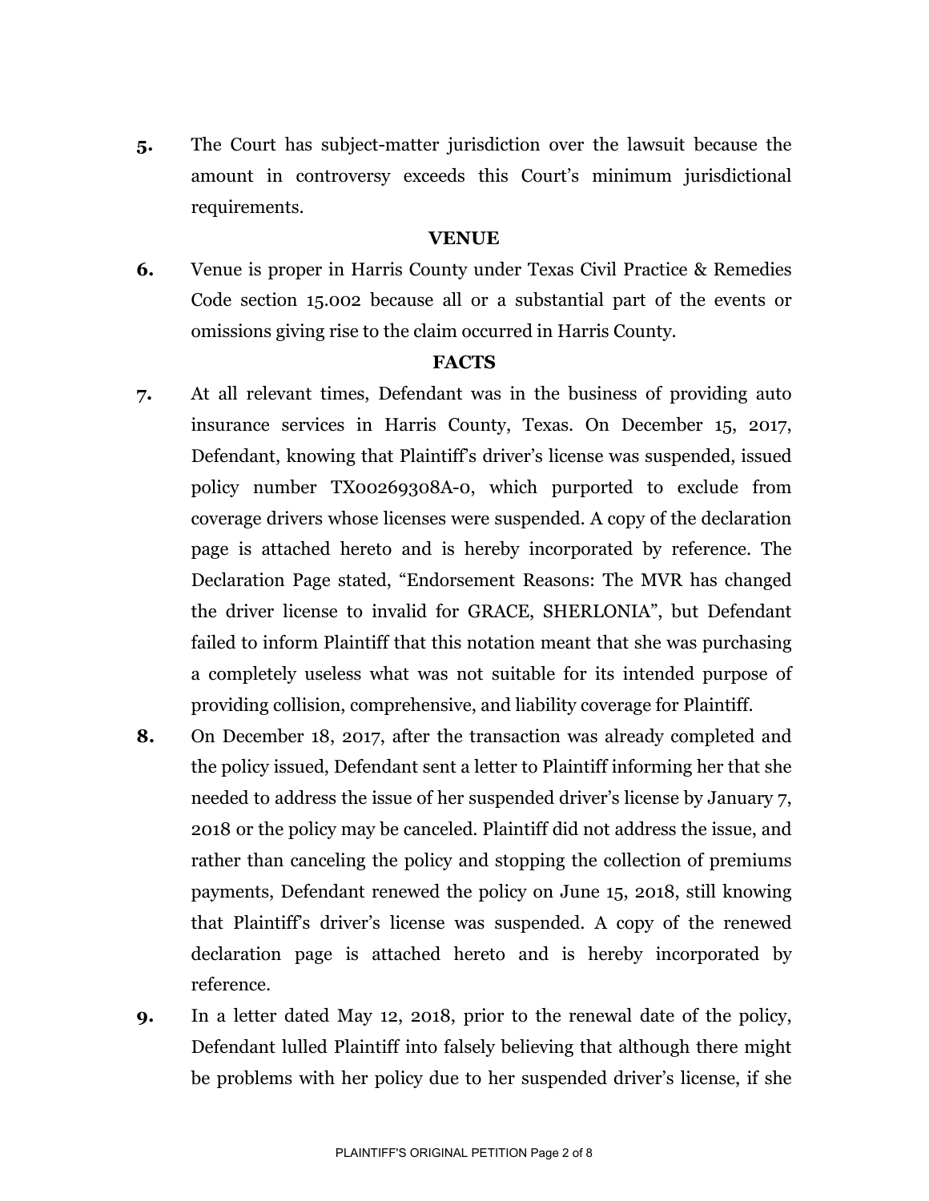**5.** The Court has subject-matter jurisdiction over the lawsuit because the amount in controversy exceeds this Court's minimum jurisdictional requirements.

## VENUE

**6.** Venue is proper in Harris County under Texas Civil Practice & Remedies Code section 15.002 because all or a substantial part of the events or omissions giving rise to the claim occurred in Harris County.

## FACTS

**7.** At all relevant times, Defendant was in the business of providing auto insurance services in Harris County, Texas. On December 15, 2017, Defendant, knowing that Plaintiff's driver's license was suspended, issued policy number TX00269308A-0, which purported to exclude from coverage drivers whose licenses were suspended. A copy of the declaration page is attached hereto and is hereby incorporated by reference. The Declaration Page stated, "Endorsement Reasons: The MVR has changed the driver license to invalid for GRACE, SHERLONIA", but Defendant failed to inform Plaintiff that this notation meant that she was purchasing a completely useless what was not suitable for its intended purpose of providing collision, comprehensive, and liability coverage for Plaintiff.

**8.** On December 18, 2017, after the transaction was already completed and the policy issued, Defendant sent a letter to Plaintiff informing her that she needed to address the issue of her suspended driver's license by January 7, 2018 or the policy may be canceled. Plaintiff did not address the issue, and rather than canceling the policy and stopping the collection of premiums payments, Defendant renewed the policy on June 15, 2018, still knowing that Plaintiff's driver's license was suspended. A copy of the renewed declaration page is attached hereto and is hereby incorporated by reference.

**9.** In a letter dated May 12, 2018, prior to the renewal date of the policy, Defendant lulled Plaintiff into falsely believing that although there might be problems with her policy due to her suspended driver's license, if she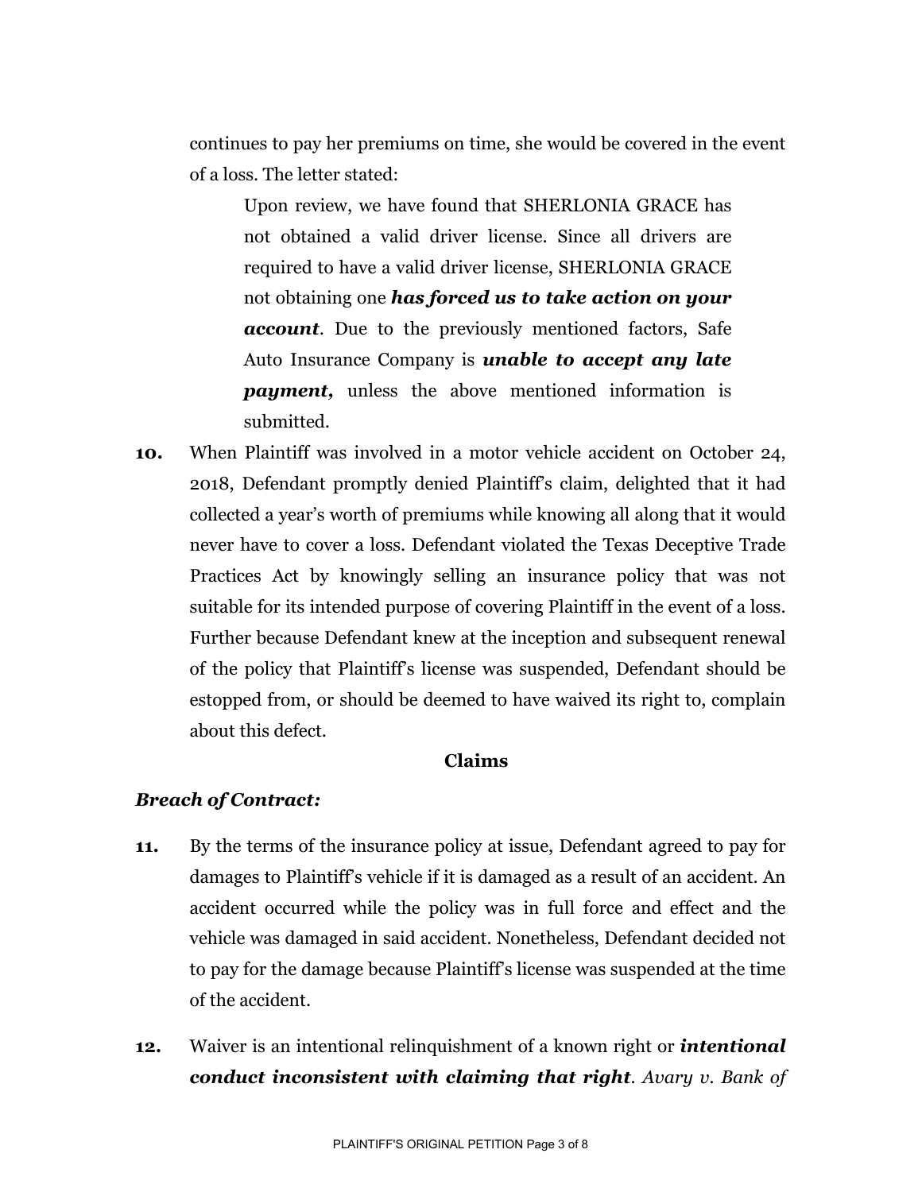continues to pay her premiums on time, she would be covered in the event of a loss. The letter stated:

> Upon review, we have found that SHERLONIA GRACE has not obtained a valid driver license. Since all drivers are required to have a valid driver license, SHERLONIA GRACE not obtaining one ***has forced us to take action on your account***. Due to the previously mentioned factors, Safe Auto Insurance Company is ***unable to accept any late payment,*** unless the above mentioned information is submitted.

**10.** When Plaintiff was involved in a motor vehicle accident on October 24, 2018, Defendant promptly denied Plaintiff's claim, delighted that it had collected a year's worth of premiums while knowing all along that it would never have to cover a loss. Defendant violated the Texas Deceptive Trade Practices Act by knowingly selling an insurance policy that was not suitable for its intended purpose of covering Plaintiff in the event of a loss. Further because Defendant knew at the inception and subsequent renewal of the policy that Plaintiff's license was suspended, Defendant should be estopped from, or should be deemed to have waived its right to, complain about this defect.

**Claims**

***Breach of Contract:***

**11.** By the terms of the insurance policy at issue, Defendant agreed to pay for damages to Plaintiff's vehicle if it is damaged as a result of an accident. An accident occurred while the policy was in full force and effect and the vehicle was damaged in said accident. Nonetheless, Defendant decided not to pay for the damage because Plaintiff's license was suspended at the time of the accident.

**12.** Waiver is an intentional relinquishment of a known right or ***intentional conduct inconsistent with claiming that right***. *Avary v. Bank of*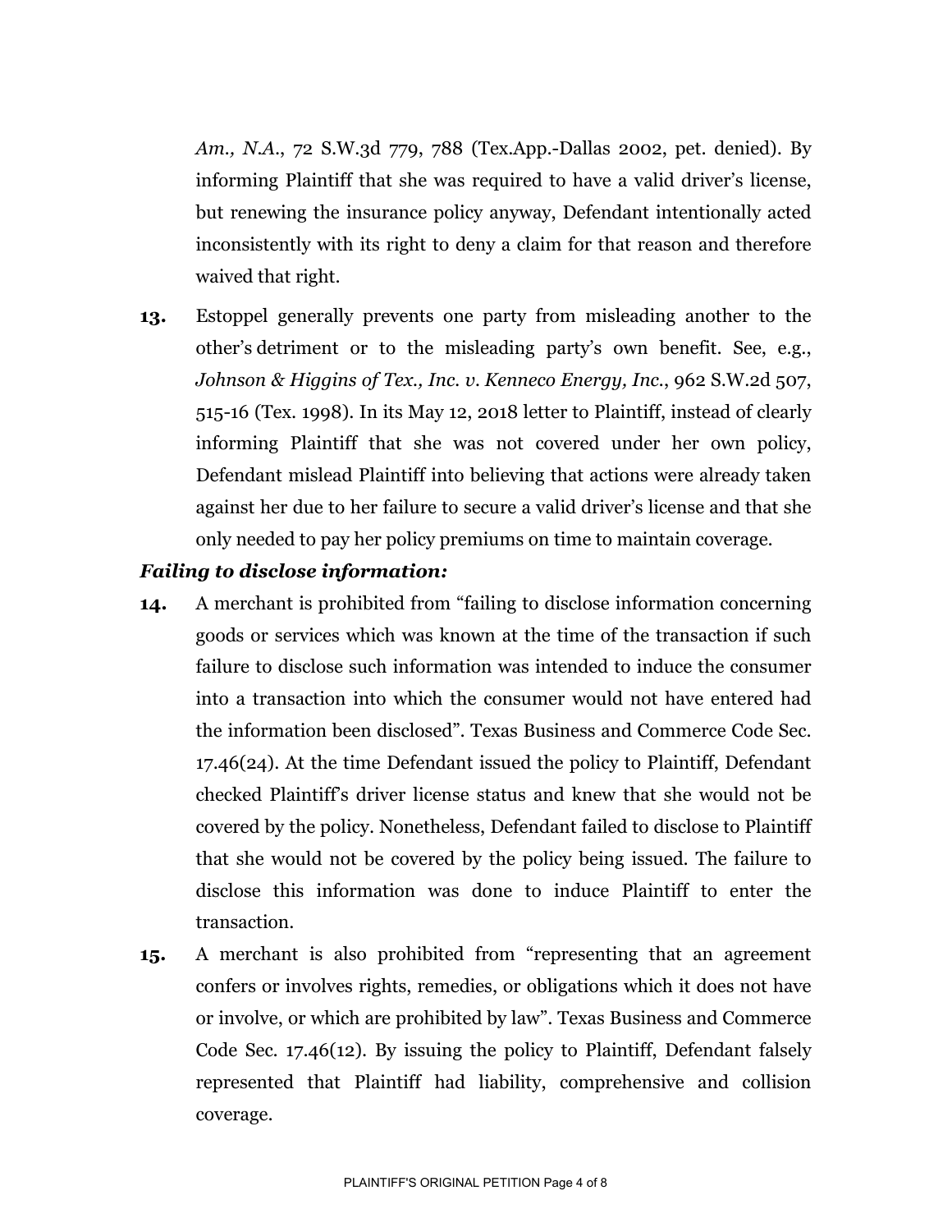*Am., N.A.*, 72 S.W.3d 779, 788 (Tex.App.-Dallas 2002, pet. denied). By informing Plaintiff that she was required to have a valid driver's license, but renewing the insurance policy anyway, Defendant intentionally acted inconsistently with its right to deny a claim for that reason and therefore waived that right.

**13.** Estoppel generally prevents one party from misleading another to the other's detriment or to the misleading party's own benefit. See, e.g., *Johnson & Higgins of Tex., Inc. v. Kenneco Energy, Inc.*, 962 S.W.2d 507, 515-16 (Tex. 1998). In its May 12, 2018 letter to Plaintiff, instead of clearly informing Plaintiff that she was not covered under her own policy, Defendant mislead Plaintiff into believing that actions were already taken against her due to her failure to secure a valid driver's license and that she only needed to pay her policy premiums on time to maintain coverage.

***Failing to disclose information:***

**14.** A merchant is prohibited from "failing to disclose information concerning goods or services which was known at the time of the transaction if such failure to disclose such information was intended to induce the consumer into a transaction into which the consumer would not have entered had the information been disclosed". Texas Business and Commerce Code Sec. 17.46(24). At the time Defendant issued the policy to Plaintiff, Defendant checked Plaintiff's driver license status and knew that she would not be covered by the policy. Nonetheless, Defendant failed to disclose to Plaintiff that she would not be covered by the policy being issued. The failure to disclose this information was done to induce Plaintiff to enter the transaction.

**15.** A merchant is also prohibited from "representing that an agreement confers or involves rights, remedies, or obligations which it does not have or involve, or which are prohibited by law". Texas Business and Commerce Code Sec. 17.46(12). By issuing the policy to Plaintiff, Defendant falsely represented that Plaintiff had liability, comprehensive and collision coverage.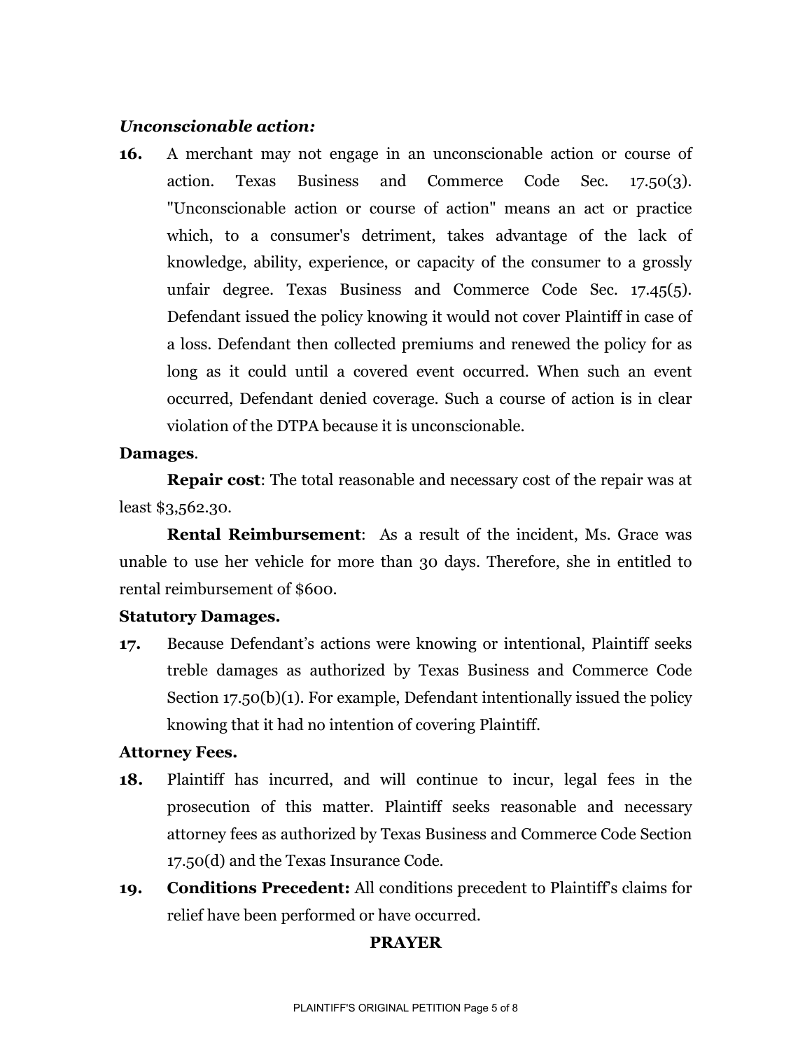***Unconscionable action:***

**16.** A merchant may not engage in an unconscionable action or course of action. Texas Business and Commerce Code Sec. 17.50(3). "Unconscionable action or course of action" means an act or practice which, to a consumer's detriment, takes advantage of the lack of knowledge, ability, experience, or capacity of the consumer to a grossly unfair degree. Texas Business and Commerce Code Sec. 17.45(5). Defendant issued the policy knowing it would not cover Plaintiff in case of a loss. Defendant then collected premiums and renewed the policy for as long as it could until a covered event occurred. When such an event occurred, Defendant denied coverage. Such a course of action is in clear violation of the DTPA because it is unconscionable.

**Damages**.

**Repair cost**: The total reasonable and necessary cost of the repair was at least $3,562.30.

**Rental Reimbursement**: As a result of the incident, Ms. Grace was unable to use her vehicle for more than 30 days. Therefore, she in entitled to rental reimbursement of $600.

**Statutory Damages.**

**17.** Because Defendant's actions were knowing or intentional, Plaintiff seeks treble damages as authorized by Texas Business and Commerce Code Section 17.50(b)(1). For example, Defendant intentionally issued the policy knowing that it had no intention of covering Plaintiff.

**Attorney Fees.**

**18.** Plaintiff has incurred, and will continue to incur, legal fees in the prosecution of this matter. Plaintiff seeks reasonable and necessary attorney fees as authorized by Texas Business and Commerce Code Section 17.50(d) and the Texas Insurance Code.

**19.** **Conditions Precedent:** All conditions precedent to Plaintiff's claims for relief have been performed or have occurred.

**PRAYER**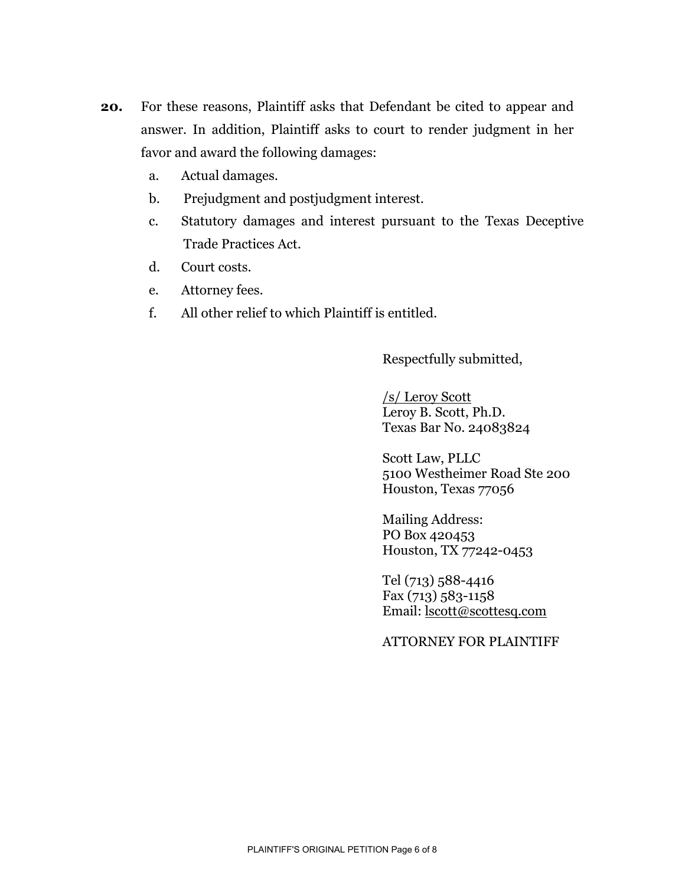**20.** For these reasons, Plaintiff asks that Defendant be cited to appear and answer. In addition, Plaintiff asks to court to render judgment in her favor and award the following damages:

a. Actual damages.

b. Prejudgment and postjudgment interest.

c. Statutory damages and interest pursuant to the Texas Deceptive Trade Practices Act.

d. Court costs.

e. Attorney fees.

f. All other relief to which Plaintiff is entitled.

Respectfully submitted,

/s/ Leroy Scott
Leroy B. Scott, Ph.D.
Texas Bar No. 24083824

Scott Law, PLLC
5100 Westheimer Road Ste 200
Houston, Texas 77056

Mailing Address:
PO Box 420453
Houston, TX 77242-0453

Tel (713) 588-4416
Fax (713) 583-1158
Email: lscott@scottesq.com

ATTORNEY FOR PLAINTIFF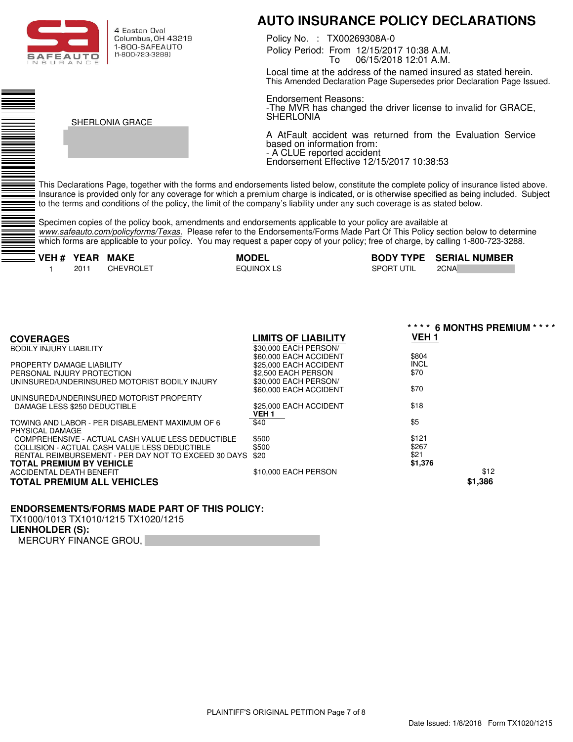SAFEAUTO INSURANCE

4 Easton Oval
Columbus, OH 43219
1-800-SAFEAUTO
(1-800-723-3288)

# AUTO INSURANCE POLICY DECLARATIONS

Policy No. : TX00269308A-0
Policy Period: From 12/15/2017 10:38 A.M.
To 06/15/2018 12:01 A.M.

Local time at the address of the named insured as stated herein.
This Amended Declaration Page Supersedes prior Declaration Page Issued.

Endorsement Reasons:
-The MVR has changed the driver license to invalid for GRACE, SHERLONIA

A AtFault accident was returned from the Evaluation Service based on information from:
- A CLUE reported accident
Endorsement Effective 12/15/2017 10:38:53

SHERLONIA GRACE

This Declarations Page, together with the forms and endorsements listed below, constitute the complete policy of insurance listed above. Insurance is provided only for any coverage for which a premium charge is indicated, or is otherwise specified as being included. Subject to the terms and conditions of the policy, the limit of the company's liability under any such coverage is as stated below.

Specimen copies of the policy book, amendments and endorsements applicable to your policy are available at *www.safeauto.com/policyforms/Texas.* Please refer to the Endorsements/Forms Made Part Of This Policy section below to determine which forms are applicable to your policy. You may request a paper copy of your policy; free of charge, by calling 1-800-723-3288.

| VEH # | YEAR | MAKE | MODEL | BODY TYPE | SERIAL NUMBER |
|---|---|---|---|---|---|
| 1 | 2011 | CHEVROLET | EQUINOX LS | SPORT UTIL | 2CNA |

| COVERAGES | LIMITS OF LIABILITY | **** 6 MONTHS PREMIUM **** VEH 1 | |
|---|---|---|---|
| BODILY INJURY LIABILITY | $30,000 EACH PERSON/ $60,000 EACH ACCIDENT | $804 | |
| PROPERTY DAMAGE LIABILITY | $25,000 EACH ACCIDENT | INCL | |
| PERSONAL INJURY PROTECTION | $2,500 EACH PERSON | $70 | |
| UNINSURED/UNDERINSURED MOTORIST BODILY INJURY | $30,000 EACH PERSON/ $60,000 EACH ACCIDENT | $70 | |
| UNINSURED/UNDERINSURED MOTORIST PROPERTY DAMAGE LESS $250 DEDUCTIBLE | $25,000 EACH ACCIDENT | $18 | |
| | **VEH 1** | | |
| TOWING AND LABOR - PER DISABLEMENT MAXIMUM OF 6 | $40 | $5 | |
| PHYSICAL DAMAGE | | | |
| COMPREHENSIVE - ACTUAL CASH VALUE LESS DEDUCTIBLE | $500 | $121 | |
| COLLISION - ACTUAL CASH VALUE LESS DEDUCTIBLE | $500 | $267 | |
| RENTAL REIMBURSEMENT - PER DAY NOT TO EXCEED 30 DAYS | $20 | $21 | |
| **TOTAL PREMIUM BY VEHICLE** | | **$1,376** | |
| ACCIDENTAL DEATH BENEFIT | $10,000 EACH PERSON | | $12 |
| **TOTAL PREMIUM ALL VEHICLES** | | | **$1,386** |

**ENDORSEMENTS/FORMS MADE PART OF THIS POLICY:**
TX1000/1013 TX1010/1215 TX1020/1215
**LIENHOLDER (S):**
MERCURY FINANCE GROU,

PLAINTIFF'S ORIGINAL PETITION Page 7 of 8

Date Issued: 1/8/2018 Form TX1020/1215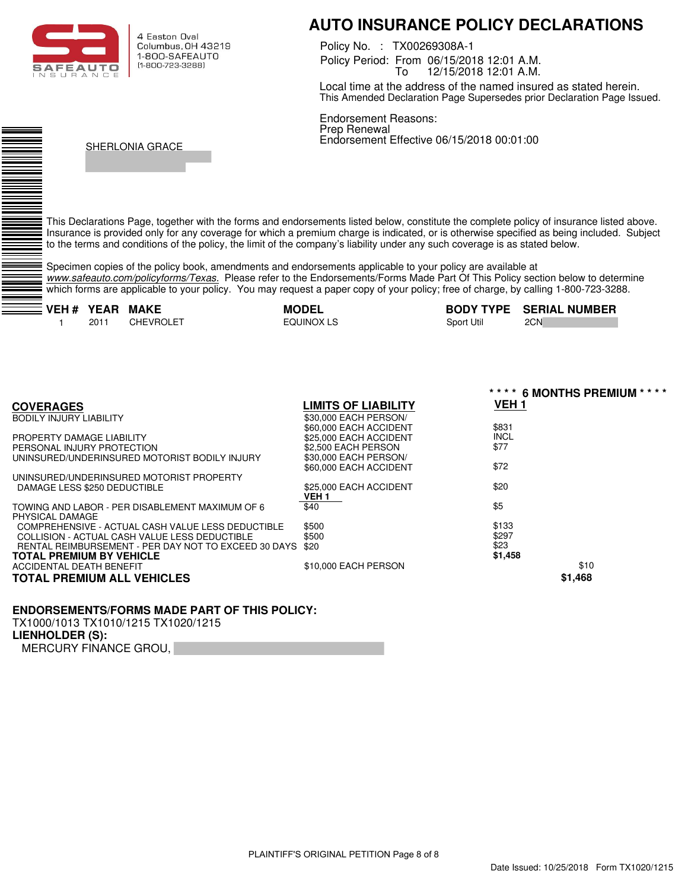SAFEAUTO INSURANCE

4 Easton Oval
Columbus, OH 43219
1-800-SAFEAUTO
(1-800-723-3288)

# AUTO INSURANCE POLICY DECLARATIONS

Policy No. : TX00269308A-1
Policy Period: From 06/15/2018 12:01 A.M.
To 12/15/2018 12:01 A.M.

Local time at the address of the named insured as stated herein.
This Amended Declaration Page Supersedes prior Declaration Page Issued.

Endorsement Reasons:
Prep Renewal
Endorsement Effective 06/15/2018 00:01:00

SHERLONIA GRACE

This Declarations Page, together with the forms and endorsements listed below, constitute the complete policy of insurance listed above. Insurance is provided only for any coverage for which a premium charge is indicated, or is otherwise specified as being included. Subject to the terms and conditions of the policy, the limit of the company's liability under any such coverage is as stated below.

Specimen copies of the policy book, amendments and endorsements applicable to your policy are available at *www.safeauto.com/policyforms/Texas.* Please refer to the Endorsements/Forms Made Part Of This Policy section below to determine which forms are applicable to your policy. You may request a paper copy of your policy; free of charge, by calling 1-800-723-3288.

| VEH # | YEAR | MAKE | MODEL | BODY TYPE | SERIAL NUMBER |
|---|---|---|---|---|---|
| 1 | 2011 | CHEVROLET | EQUINOX LS | Sport Util | 2CN |

| COVERAGES | LIMITS OF LIABILITY | \*\*\*\* 6 MONTHS PREMIUM \*\*\*\* VEH 1 | |
|---|---|---|---|
| BODILY INJURY LIABILITY | $30,000 EACH PERSON/ $60,000 EACH ACCIDENT | $831 | |
| PROPERTY DAMAGE LIABILITY | $25,000 EACH ACCIDENT | INCL | |
| PERSONAL INJURY PROTECTION | $2,500 EACH PERSON | $77 | |
| UNINSURED/UNDERINSURED MOTORIST BODILY INJURY | $30,000 EACH PERSON/ $60,000 EACH ACCIDENT | $72 | |
| UNINSURED/UNDERINSURED MOTORIST PROPERTY DAMAGE LESS $250 DEDUCTIBLE | $25,000 EACH ACCIDENT | $20 | |
| | **VEH 1** | | |
| TOWING AND LABOR - PER DISABLEMENT MAXIMUM OF 6 | $40 | $5 | |
| PHYSICAL DAMAGE | | | |
| COMPREHENSIVE - ACTUAL CASH VALUE LESS DEDUCTIBLE | $500 | $133 | |
| COLLISION - ACTUAL CASH VALUE LESS DEDUCTIBLE | $500 | $297 | |
| RENTAL REIMBURSEMENT - PER DAY NOT TO EXCEED 30 DAYS | $20 | $23 | |
| **TOTAL PREMIUM BY VEHICLE** | | **$1,458** | |
| ACCIDENTAL DEATH BENEFIT | $10,000 EACH PERSON | | $10 |
| **TOTAL PREMIUM ALL VEHICLES** | | | **$1,468** |

**ENDORSEMENTS/FORMS MADE PART OF THIS POLICY:**
TX1000/1013 TX1010/1215 TX1020/1215

**LIENHOLDER (S):**
MERCURY FINANCE GROU,

PLAINTIFF'S ORIGINAL PETITION

Date Issued: 10/25/2018 Form TX1020/1215